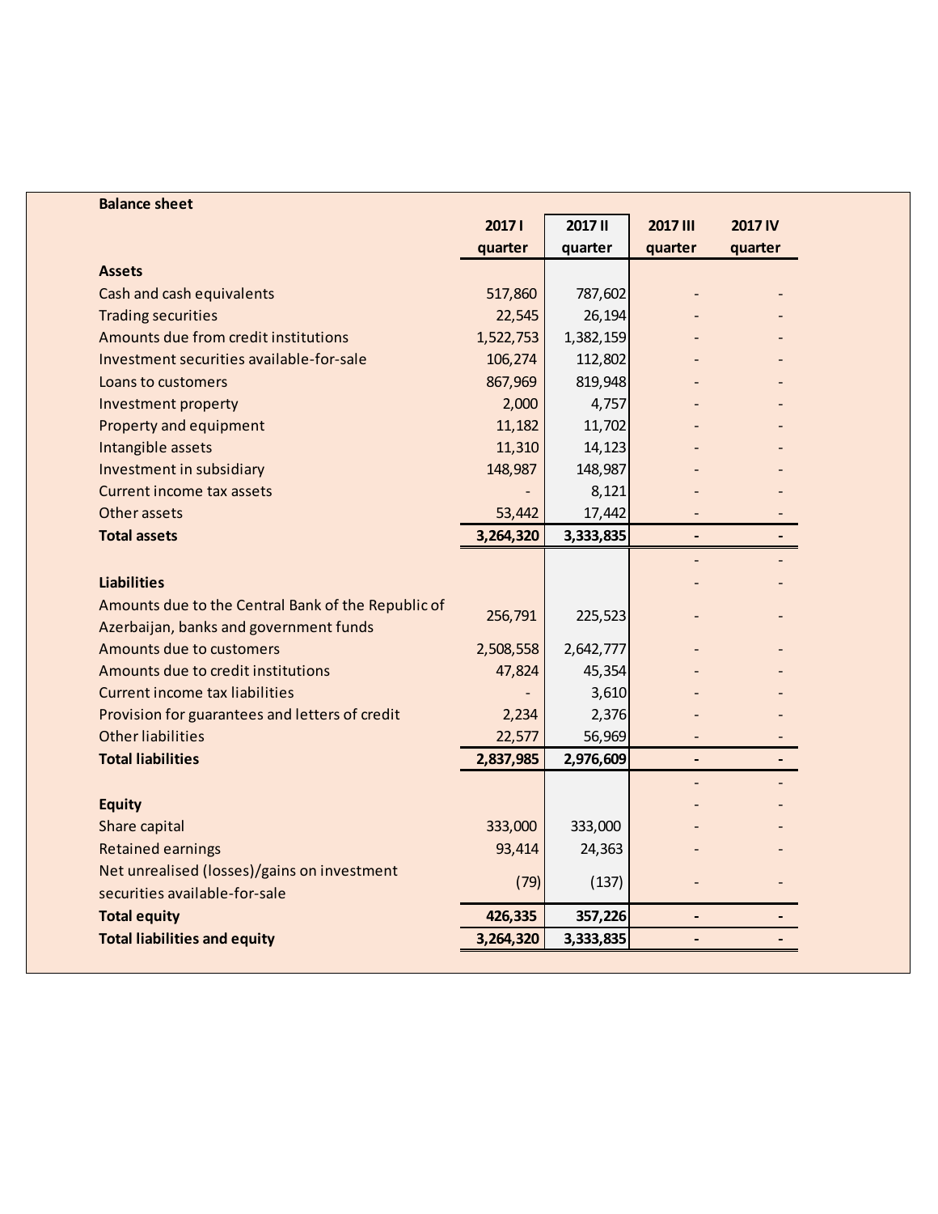**Balance sheet**

| | 2017 I quarter | 2017 II quarter | 2017 III quarter | 2017 IV quarter |
|---|---|---|---|---|
| **Assets** | | | | |
| Cash and cash equivalents | 517,860 | 787,602 | - | - |
| Trading securities | 22,545 | 26,194 | - | - |
| Amounts due from credit institutions | 1,522,753 | 1,382,159 | - | - |
| Investment securities available-for-sale | 106,274 | 112,802 | - | - |
| Loans to customers | 867,969 | 819,948 | - | - |
| Investment property | 2,000 | 4,757 | - | - |
| Property and equipment | 11,182 | 11,702 | - | - |
| Intangible assets | 11,310 | 14,123 | - | - |
| Investment in subsidiary | 148,987 | 148,987 | - | - |
| Current income tax assets | - | 8,121 | - | - |
| Other assets | 53,442 | 17,442 | - | - |
| **Total assets** | **3,264,320** | **3,333,835** | **-** | **-** |
| | | | - | - |
| **Liabilities** | | | - | - |
| Amounts due to the Central Bank of the Republic of Azerbaijan, banks and government funds | 256,791 | 225,523 | - | - |
| Amounts due to customers | 2,508,558 | 2,642,777 | - | - |
| Amounts due to credit institutions | 47,824 | 45,354 | - | - |
| Current income tax liabilities | - | 3,610 | - | - |
| Provision for guarantees and letters of credit | 2,234 | 2,376 | - | - |
| Other liabilities | 22,577 | 56,969 | - | - |
| **Total liabilities** | **2,837,985** | **2,976,609** | **-** | **-** |
| | | | - | - |
| **Equity** | | | - | - |
| Share capital | 333,000 | 333,000 | - | - |
| Retained earnings | 93,414 | 24,363 | - | - |
| Net unrealised (losses)/gains on investment securities available-for-sale | (79) | (137) | - | - |
| **Total equity** | **426,335** | **357,226** | **-** | **-** |
| **Total liabilities and equity** | **3,264,320** | **3,333,835** | **-** | **-** |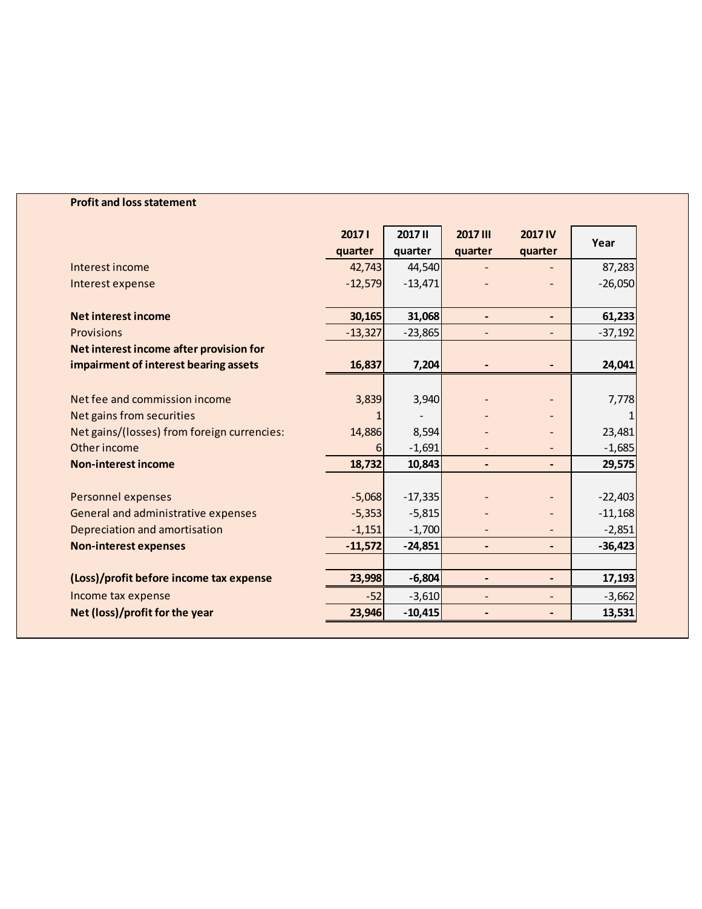**Profit and loss statement**

| | 2017 I quarter | 2017 II quarter | 2017 III quarter | 2017 IV quarter | Year |
|---|---|---|---|---|---|
| Interest income | 42,743 | 44,540 | - | - | 87,283 |
| Interest expense | -12,579 | -13,471 | - | - | -26,050 |
| | | | | | |
| **Net interest income** | **30,165** | **31,068** | **-** | **-** | **61,233** |
| Provisions | -13,327 | -23,865 | - | - | -37,192 |
| **Net interest income after provision for impairment of interest bearing assets** | **16,837** | **7,204** | **-** | **-** | **24,041** |
| | | | | | |
| Net fee and commission income | 3,839 | 3,940 | - | - | 7,778 |
| Net gains from securities | 1 | - | - | - | 1 |
| Net gains/(losses) from foreign currencies: | 14,886 | 8,594 | - | - | 23,481 |
| Other income | 6 | -1,691 | - | - | -1,685 |
| **Non-interest income** | **18,732** | **10,843** | **-** | **-** | **29,575** |
| | | | | | |
| Personnel expenses | -5,068 | -17,335 | - | - | -22,403 |
| General and administrative expenses | -5,353 | -5,815 | - | - | -11,168 |
| Depreciation and amortisation | -1,151 | -1,700 | - | - | -2,851 |
| **Non-interest expenses** | **-11,572** | **-24,851** | **-** | **-** | **-36,423** |
| | | | | | |
| **(Loss)/profit before income tax expense** | **23,998** | **-6,804** | **-** | **-** | **17,193** |
| Income tax expense | -52 | -3,610 | - | - | -3,662 |
| **Net (loss)/profit for the year** | **23,946** | **-10,415** | **-** | **-** | **13,531** |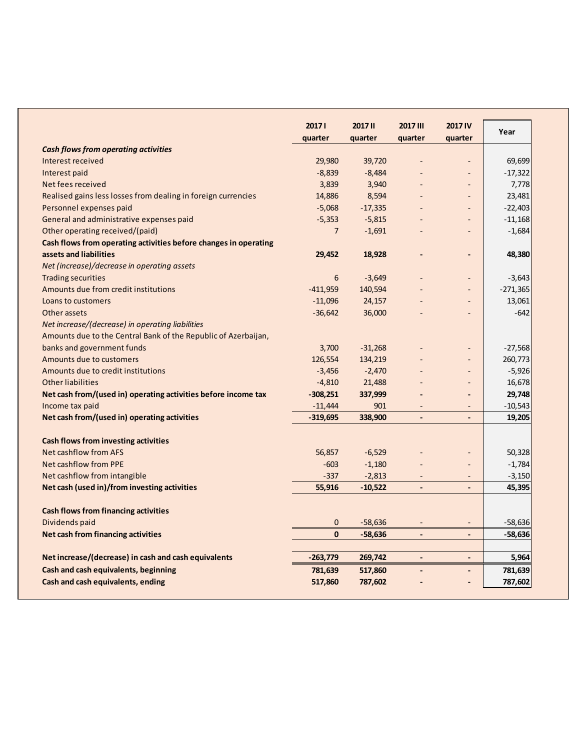| | 2017 I quarter | 2017 II quarter | 2017 III quarter | 2017 IV quarter | Year |
|---|---|---|---|---|---|
| ***Cash flows from operating activities*** | | | | | |
| Interest received | 29,980 | 39,720 | - | - | 69,699 |
| Interest paid | -8,839 | -8,484 | - | - | -17,322 |
| Net fees received | 3,839 | 3,940 | - | - | 7,778 |
| Realised gains less losses from dealing in foreign currencies | 14,886 | 8,594 | - | - | 23,481 |
| Personnel expenses paid | -5,068 | -17,335 | - | - | -22,403 |
| General and administrative expenses paid | -5,353 | -5,815 | - | - | -11,168 |
| Other operating received/(paid) | 7 | -1,691 | - | - | -1,684 |
| **Cash flows from operating activities before changes in operating assets and liabilities** | **29,452** | **18,928** | **-** | **-** | **48,380** |
| *Net (increase)/decrease in operating assets* | | | | | |
| Trading securities | 6 | -3,649 | - | - | -3,643 |
| Amounts due from credit institutions | -411,959 | 140,594 | - | - | -271,365 |
| Loans to customers | -11,096 | 24,157 | - | - | 13,061 |
| Other assets | -36,642 | 36,000 | - | - | -642 |
| *Net increase/(decrease) in operating liabilities* | | | | | |
| Amounts due to the Central Bank of the Republic of Azerbaijan, banks and government funds | 3,700 | -31,268 | - | - | -27,568 |
| Amounts due to customers | 126,554 | 134,219 | - | - | 260,773 |
| Amounts due to credit institutions | -3,456 | -2,470 | - | - | -5,926 |
| Other liabilities | -4,810 | 21,488 | - | - | 16,678 |
| **Net cash from/(used in) operating activities before income tax** | **-308,251** | **337,999** | **-** | **-** | **29,748** |
| Income tax paid | -11,444 | 901 | - | - | -10,543 |
| **Net cash from/(used in) operating activities** | **-319,695** | **338,900** | **-** | **-** | **19,205** |
| | | | | | |
| **Cash flows from investing activities** | | | | | |
| Net cashflow from AFS | 56,857 | -6,529 | - | - | 50,328 |
| Net cashflow from PPE | -603 | -1,180 | - | - | -1,784 |
| Net cashflow from intangible | -337 | -2,813 | - | - | -3,150 |
| **Net cash (used in)/from investing activities** | **55,916** | **-10,522** | **-** | **-** | **45,395** |
| | | | | | |
| **Cash flows from financing activities** | | | | | |
| Dividends paid | 0 | -58,636 | - | - | -58,636 |
| **Net cash from financing activities** | **0** | **-58,636** | **-** | **-** | **-58,636** |
| | | | | | |
| **Net increase/(decrease) in cash and cash equivalents** | **-263,779** | **269,742** | **-** | **-** | **5,964** |
| **Cash and cash equivalents, beginning** | **781,639** | **517,860** | **-** | **-** | **781,639** |
| **Cash and cash equivalents, ending** | **517,860** | **787,602** | **-** | **-** | **787,602** |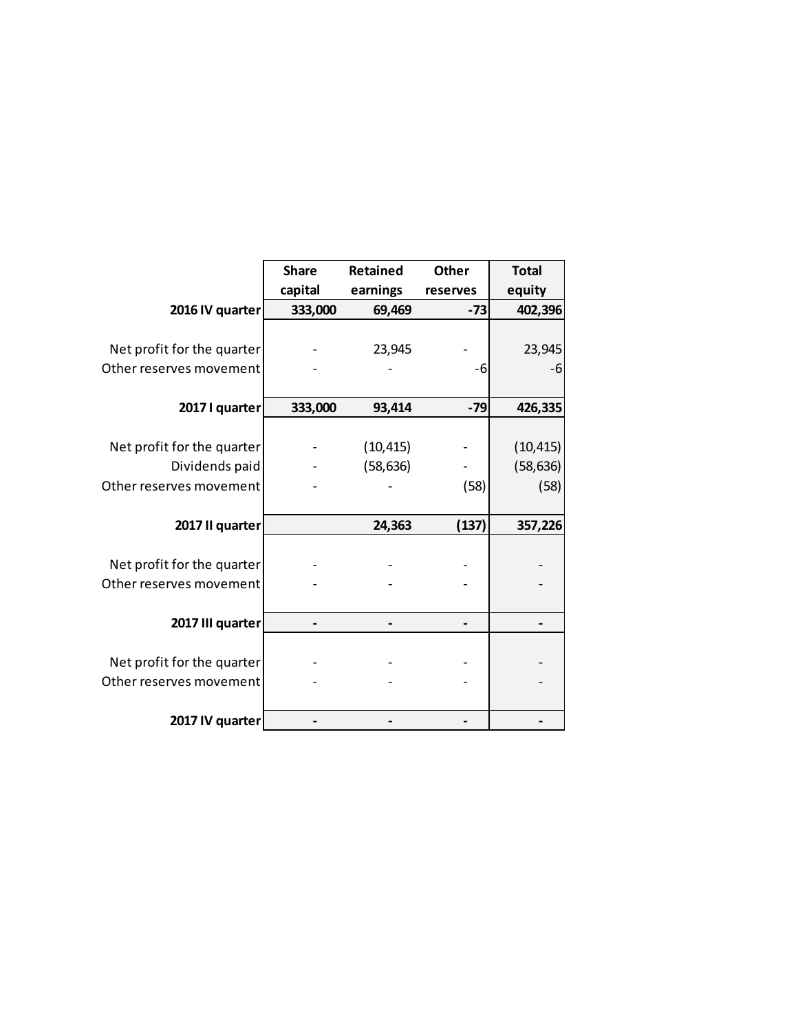| | Share capital | Retained earnings | Other reserves | Total equity |
|---|---|---|---|---|
| **2016 IV quarter** | **333,000** | **69,469** | **-73** | **402,396** |
| Net profit for the quarter | - | 23,945 | - | 23,945 |
| Other reserves movement | - | - | -6 | -6 |
| **2017 I quarter** | **333,000** | **93,414** | **-79** | **426,335** |
| Net profit for the quarter | - | (10,415) | - | (10,415) |
| Dividends paid | - | (58,636) | - | (58,636) |
| Other reserves movement | - | - | (58) | (58) |
| **2017 II quarter** | | **24,363** | **(137)** | **357,226** |
| Net profit for the quarter | - | - | - | - |
| Other reserves movement | - | - | - | - |
| **2017 III quarter** | **-** | **-** | **-** | **-** |
| Net profit for the quarter | - | - | - | - |
| Other reserves movement | - | - | - | - |
| **2017 IV quarter** | **-** | **-** | **-** | **-** |